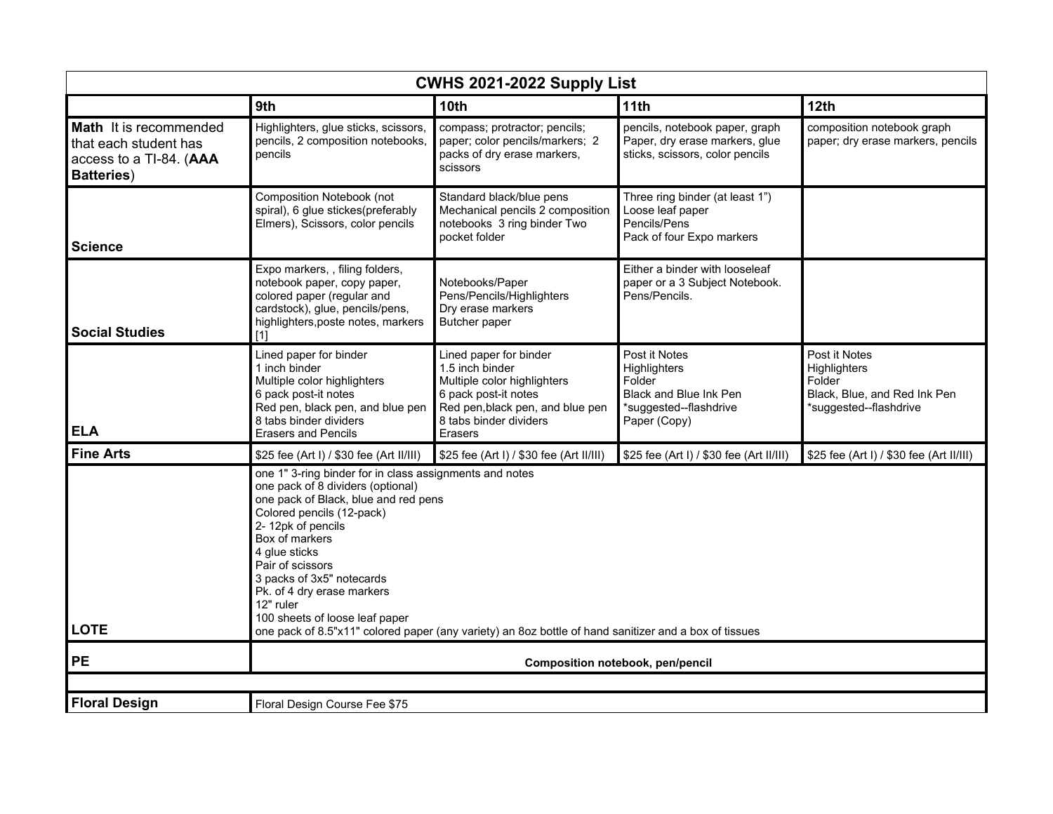| CWHS 2021-2022 Supply List | | | | |
|---|---|---|---|---|
| | **9th** | **10th** | **11th** | **12th** |
| **Math** It is recommended that each student has access to a TI-84. (**AAA Batteries**) | Highlighters, glue sticks, scissors, pencils, 2 composition notebooks, pencils | compass; protractor; pencils; paper; color pencils/markers; 2 packs of dry erase markers, scissors | pencils, notebook paper, graph Paper, dry erase markers, glue sticks, scissors, color pencils | composition notebook graph paper; dry erase markers, pencils |
| **Science** | Composition Notebook (not spiral), 6 glue stickes(preferably Elmers), Scissors, color pencils | Standard black/blue pens Mechanical pencils 2 composition notebooks 3 ring binder Two pocket folder | Three ring binder (at least 1") Loose leaf paper Pencils/Pens Pack of four Expo markers | |
| **Social Studies** | Expo markers, , filing folders, notebook paper, copy paper, colored paper (regular and cardstock), glue, pencils/pens, highlighters,poste notes, markers [1] | Notebooks/Paper Pens/Pencils/Highlighters Dry erase markers Butcher paper | Either a binder with looseleaf paper or a 3 Subject Notebook. Pens/Pencils. | |
| **ELA** | Lined paper for binder<br>1 inch binder<br>Multiple color highlighters<br>6 pack post-it notes<br>Red pen, black pen, and blue pen<br>8 tabs binder dividers<br>Erasers and Pencils | Lined paper for binder<br>1.5 inch binder<br>Multiple color highlighters<br>6 pack post-it notes<br>Red pen,black pen, and blue pen<br>8 tabs binder dividers<br>Erasers | Post it Notes<br>Highlighters<br>Folder<br>Black and Blue Ink Pen<br>*suggested--flashdrive<br>Paper (Copy) | Post it Notes<br>Highlighters<br>Folder<br>Black, Blue, and Red Ink Pen<br>*suggested--flashdrive |
| **Fine Arts** | $25 fee (Art I) / $30 fee (Art II/III) | $25 fee (Art I) / $30 fee (Art II/III) | $25 fee (Art I) / $30 fee (Art II/III) | $25 fee (Art I) / $30 fee (Art II/III) |
| **LOTE** | one 1" 3-ring binder for in class assignments and notes<br>one pack of 8 dividers (optional)<br>one pack of Black, blue and red pens<br>Colored pencils (12-pack)<br>2- 12pk of pencils<br>Box of markers<br>4 glue sticks<br>Pair of scissors<br>3 packs of 3x5" notecards<br>Pk. of 4 dry erase markers<br>12" ruler<br>100 sheets of loose leaf paper<br>one pack of 8.5"x11" colored paper (any variety) an 8oz bottle of hand sanitizer and a box of tissues | | | |
| **PE** | **Composition notebook, pen/pencil** | | | |
| | | | | |
| **Floral Design** | Floral Design Course Fee $75 | | | |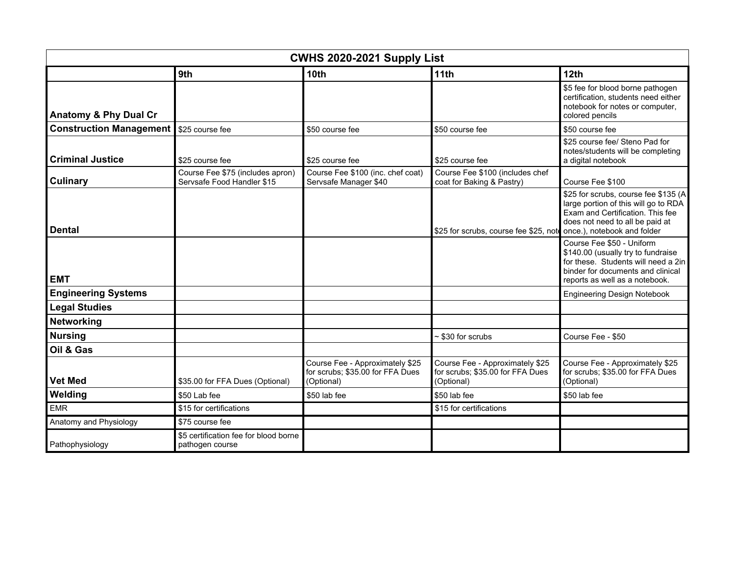| CWHS 2020-2021 Supply List | | | | |
|---|---|---|---|---|
| | **9th** | **10th** | **11th** | **12th** |
| **Anatomy & Phy Dual Cr** | | | | $5 fee for blood borne pathogen certification, students need either notebook for notes or computer, colored pencils |
| **Construction Management** | $25 course fee | $50 course fee | $50 course fee | $50 course fee |
| **Criminal Justice** | $25 course fee | $25 course fee | $25 course fee | $25 course fee/ Steno Pad for notes/students will be completing a digital notebook |
| **Culinary** | Course Fee $75 (includes apron) Servsafe Food Handler $15 | Course Fee $100 (inc. chef coat) Servsafe Manager $40 | Course Fee $100 (includes chef coat for Baking & Pastry) | Course Fee $100 |
| **Dental** | | | $25 for scrubs, course fee $25, note | $25 for scrubs, course fee $135 (A large portion of this will go to RDA Exam and Certification. This fee does not need to all be paid at once.), notebook and folder |
| **EMT** | | | | Course Fee $50 - Uniform $140.00 (usually try to fundraise for these. Students will need a 2in binder for documents and clinical reports as well as a notebook. |
| **Engineering Systems** | | | | Engineering Design Notebook |
| **Legal Studies** | | | | |
| **Networking** | | | | |
| **Nursing** | | | ~ $30 for scrubs | Course Fee - $50 |
| **Oil & Gas** | | | | |
| **Vet Med** | $35.00 for FFA Dues (Optional) | Course Fee - Approximately $25 for scrubs; $35.00 for FFA Dues (Optional) | Course Fee - Approximately $25 for scrubs; $35.00 for FFA Dues (Optional) | Course Fee - Approximately $25 for scrubs; $35.00 for FFA Dues (Optional) |
| **Welding** | $50 Lab fee | $50 lab fee | $50 lab fee | $50 lab fee |
| EMR | $15 for certifications | | $15 for certifications | |
| Anatomy and Physiology | $75 course fee | | | |
| Pathophysiology | $5 certification fee for blood borne pathogen course | | | |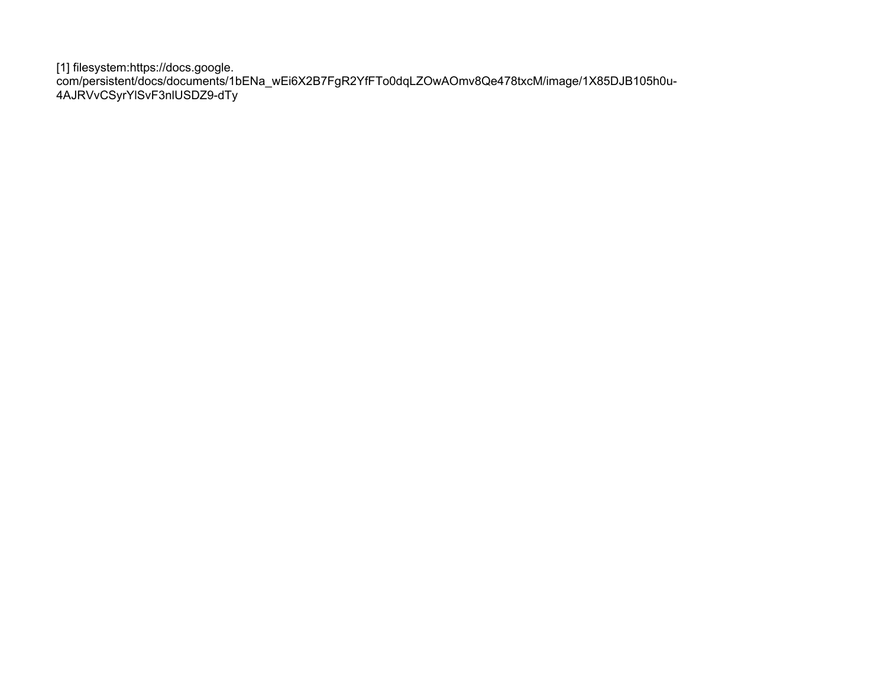[1] filesystem:https://docs.google.com/persistent/docs/documents/1bENa_wEi6X2B7FgR2YfFTo0dqLZOwAOmv8Qe478txcM/image/1X85DJB105h0u-4AJRVvCSyrYlSvF3nlUSDZ9-dTy